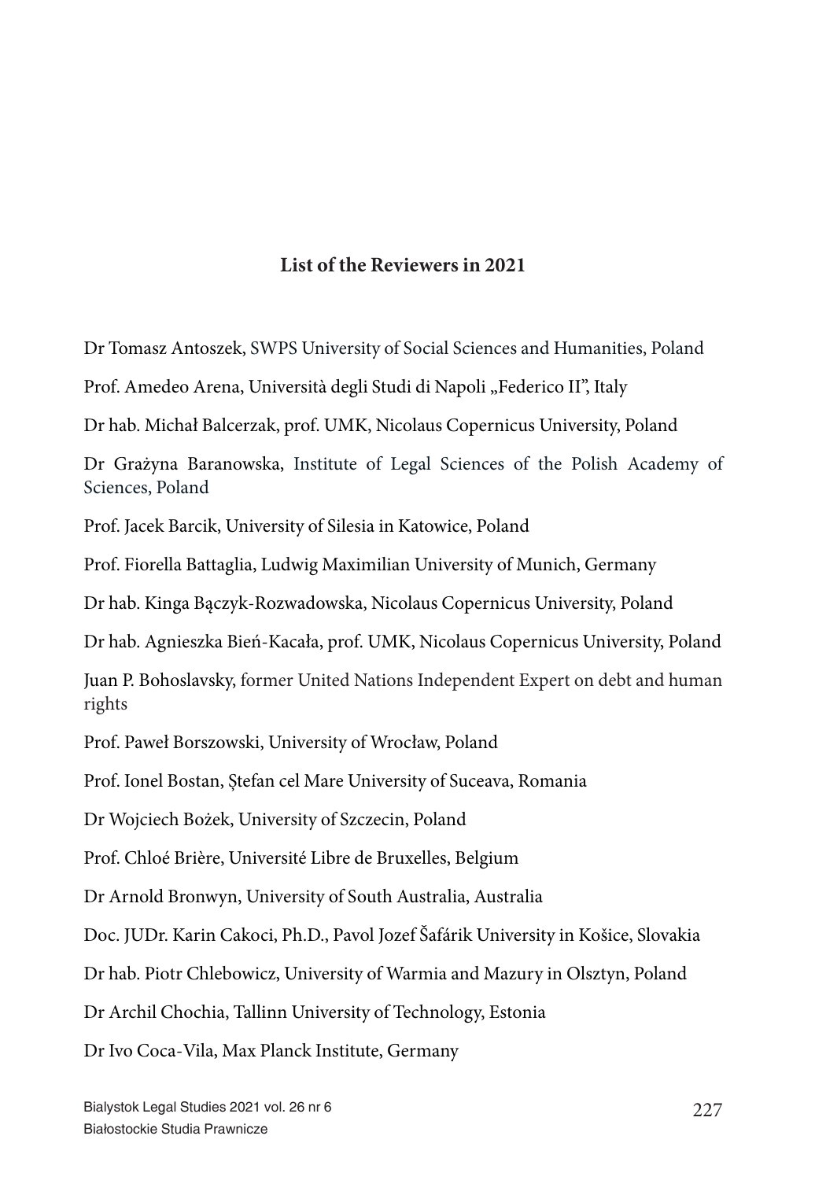## List of the Reviewers in 2021

Dr Tomasz Antoszek, SWPS University of Social Sciences and Humanities, Poland

Prof. Amedeo Arena, Università degli Studi di Napoli „Federico II", Italy

Dr hab. Michał Balcerzak, prof. UMK, Nicolaus Copernicus University, Poland

Dr Grażyna Baranowska, Institute of Legal Sciences of the Polish Academy of Sciences, Poland

Prof. Jacek Barcik, University of Silesia in Katowice, Poland

Prof. Fiorella Battaglia, Ludwig Maximilian University of Munich, Germany

Dr hab. Kinga Bączyk-Rozwadowska, Nicolaus Copernicus University, Poland

Dr hab. Agnieszka Bień-Kacała, prof. UMK, Nicolaus Copernicus University, Poland

Juan P. Bohoslavsky, former United Nations Independent Expert on debt and human rights

Prof. Paweł Borszowski, University of Wrocław, Poland

Prof. Ionel Bostan, Ștefan cel Mare University of Suceava, Romania

Dr Wojciech Bożek, University of Szczecin, Poland

Prof. Chloé Brière, Université Libre de Bruxelles, Belgium

Dr Arnold Bronwyn, University of South Australia, Australia

Doc. JUDr. Karin Cakoci, Ph.D., Pavol Jozef Šafárik University in Košice, Slovakia

Dr hab. Piotr Chlebowicz, University of Warmia and Mazury in Olsztyn, Poland

Dr Archil Chochia, Tallinn University of Technology, Estonia

Dr Ivo Coca-Vila, Max Planck Institute, Germany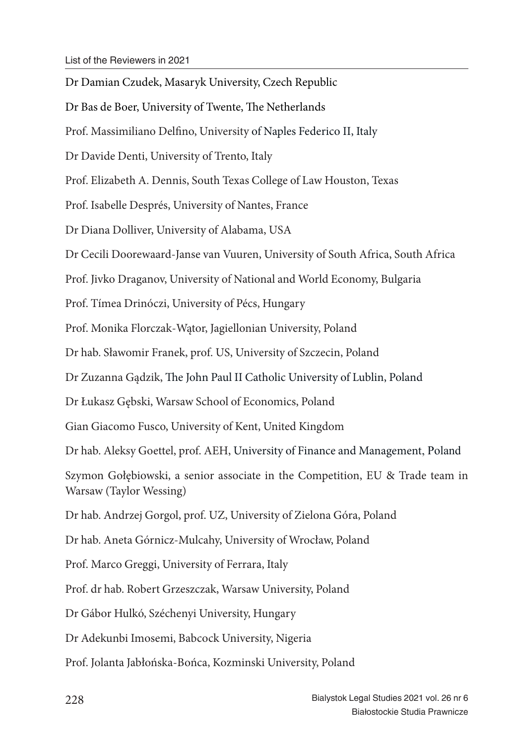Dr Damian Czudek, Masaryk University, Czech Republic

Dr Bas de Boer, University of Twente, The Netherlands

Prof. Massimiliano Delfino, University of Naples Federico II, Italy

Dr Davide Denti, University of Trento, Italy

Prof. Elizabeth A. Dennis, South Texas College of Law Houston, Texas

Prof. Isabelle Després, University of Nantes, France

Dr Diana Dolliver, University of Alabama, USA

Dr Cecili Doorewaard-Janse van Vuuren, University of South Africa, South Africa

Prof. Jivko Draganov, University of National and World Economy, Bulgaria

Prof. Tímea Drinóczi, University of Pécs, Hungary

Prof. Monika Florczak-Wątor, Jagiellonian University, Poland

Dr hab. Sławomir Franek, prof. US, University of Szczecin, Poland

Dr Zuzanna Gądzik, The John Paul II Catholic University of Lublin, Poland

Dr Łukasz Gębski, Warsaw School of Economics, Poland

Gian Giacomo Fusco, University of Kent, United Kingdom

Dr hab. Aleksy Goettel, prof. AEH, University of Finance and Management, Poland

Szymon Gołębiowski, a senior associate in the Competition, EU & Trade team in Warsaw (Taylor Wessing)

Dr hab. Andrzej Gorgol, prof. UZ, University of Zielona Góra, Poland

Dr hab. Aneta Górnicz-Mulcahy, University of Wrocław, Poland

Prof. Marco Greggi, University of Ferrara, Italy

Prof. dr hab. Robert Grzeszczak, Warsaw University, Poland

Dr Gábor Hulkó, Széchenyi University, Hungary

Dr Adekunbi Imosemi, Babcock University, Nigeria

Prof. Jolanta Jabłońska-Bońca, Kozminski University, Poland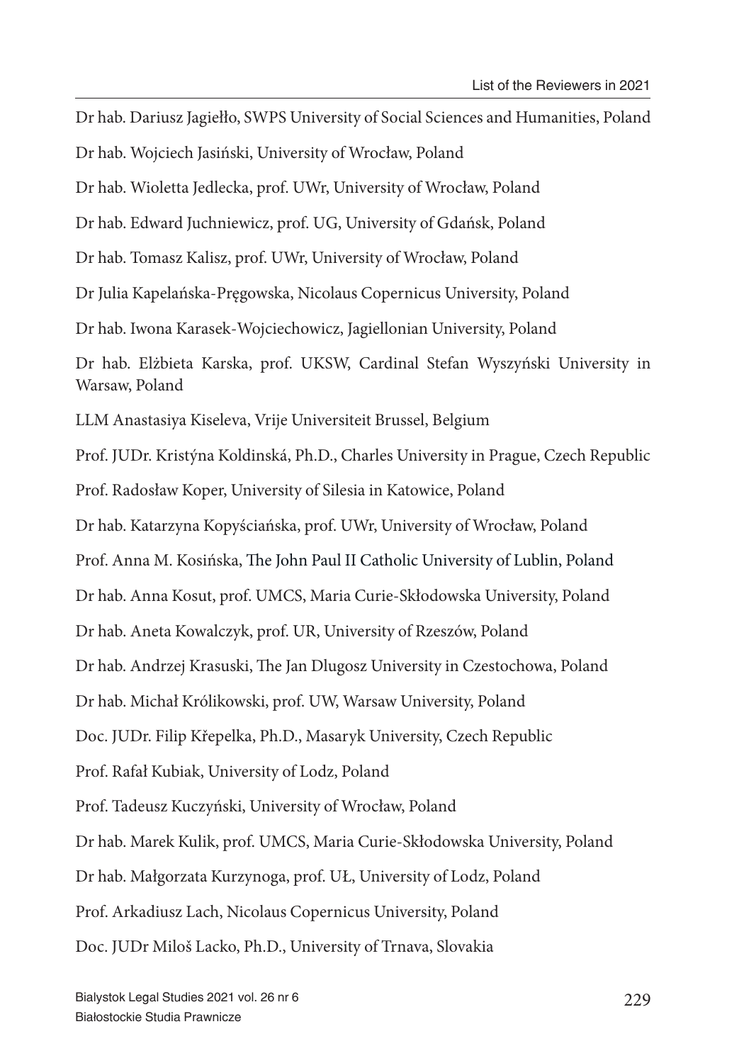Dr hab. Dariusz Jagiełło, SWPS University of Social Sciences and Humanities, Poland

Dr hab. Wojciech Jasiński, University of Wrocław, Poland

Dr hab. Wioletta Jedlecka, prof. UWr, University of Wrocław, Poland

Dr hab. Edward Juchniewicz, prof. UG, University of Gdańsk, Poland

Dr hab. Tomasz Kalisz, prof. UWr, University of Wrocław, Poland

Dr Julia Kapelańska-Pręgowska, Nicolaus Copernicus University, Poland

Dr hab. Iwona Karasek-Wojciechowicz, Jagiellonian University, Poland

Dr hab. Elżbieta Karska, prof. UKSW, Cardinal Stefan Wyszyński University in Warsaw, Poland

LLM Anastasiya Kiseleva, Vrije Universiteit Brussel, Belgium

Prof. JUDr. Kristýna Koldinská, Ph.D., Charles University in Prague, Czech Republic

Prof. Radosław Koper, University of Silesia in Katowice, Poland

Dr hab. Katarzyna Kopyściańska, prof. UWr, University of Wrocław, Poland

Prof. Anna M. Kosińska, The John Paul II Catholic University of Lublin, Poland

Dr hab. Anna Kosut, prof. UMCS, Maria Curie-Skłodowska University, Poland

Dr hab. Aneta Kowalczyk, prof. UR, University of Rzeszów, Poland

Dr hab. Andrzej Krasuski, The Jan Dlugosz University in Czestochowa, Poland

Dr hab. Michał Królikowski, prof. UW, Warsaw University, Poland

Doc. JUDr. Filip Křepelka, Ph.D., Masaryk University, Czech Republic

Prof. Rafał Kubiak, University of Lodz, Poland

Prof. Tadeusz Kuczyński, University of Wrocław, Poland

Dr hab. Marek Kulik, prof. UMCS, Maria Curie-Skłodowska University, Poland

Dr hab. Małgorzata Kurzynoga, prof. UŁ, University of Lodz, Poland

Prof. Arkadiusz Lach, Nicolaus Copernicus University, Poland

Doc. JUDr Miloš Lacko, Ph.D., University of Trnava, Slovakia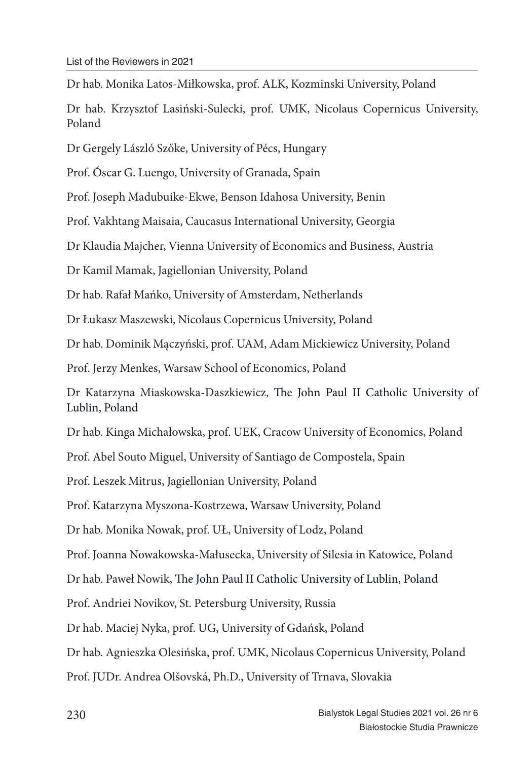Dr hab. Monika Latos-Miłkowska, prof. ALK, Kozminski University, Poland

Dr hab. Krzysztof Lasiński-Sulecki, prof. UMK, Nicolaus Copernicus University, Poland

Dr Gergely László Szőke, University of Pécs, Hungary

Prof. Óscar G. Luengo, University of Granada, Spain

Prof. Joseph Madubuike-Ekwe, Benson Idahosa University, Benin

Prof. Vakhtang Maisaia, Caucasus International University, Georgia

Dr Klaudia Majcher, Vienna University of Economics and Business, Austria

Dr Kamil Mamak, Jagiellonian University, Poland

Dr hab. Rafał Mańko, University of Amsterdam, Netherlands

Dr Łukasz Maszewski, Nicolaus Copernicus University, Poland

Dr hab. Dominik Mączyński, prof. UAM, Adam Mickiewicz University, Poland

Prof. Jerzy Menkes, Warsaw School of Economics, Poland

Dr Katarzyna Miaskowska-Daszkiewicz, The John Paul II Catholic University of Lublin, Poland

Dr hab. Kinga Michałowska, prof. UEK, Cracow University of Economics, Poland

Prof. Abel Souto Miguel, University of Santiago de Compostela, Spain

Prof. Leszek Mitrus, Jagiellonian University, Poland

Prof. Katarzyna Myszona-Kostrzewa, Warsaw University, Poland

Dr hab. Monika Nowak, prof. UŁ, University of Lodz, Poland

Prof. Joanna Nowakowska-Małusecka, University of Silesia in Katowice, Poland

Dr hab. Paweł Nowik, The John Paul II Catholic University of Lublin, Poland

Prof. Andriei Novikov, St. Petersburg University, Russia

Dr hab. Maciej Nyka, prof. UG, University of Gdańsk, Poland

Dr hab. Agnieszka Olesińska, prof. UMK, Nicolaus Copernicus University, Poland

Prof. JUDr. Andrea Olšovská, Ph.D., University of Trnava, Slovakia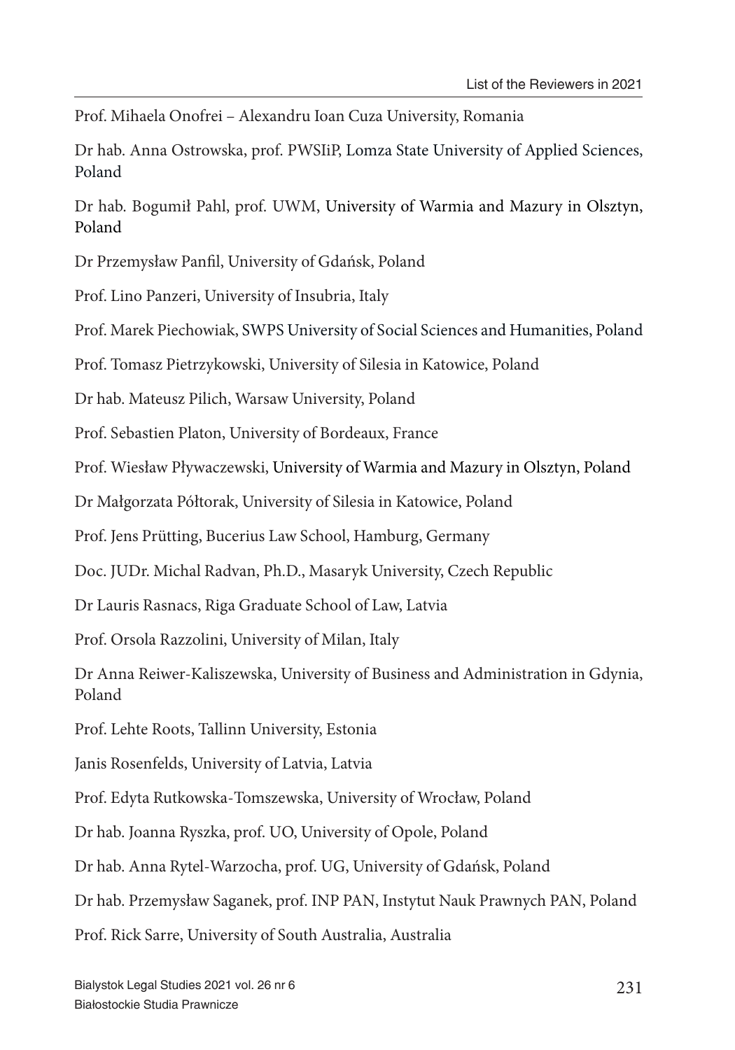Prof. Mihaela Onofrei – Alexandru Ioan Cuza University, Romania

Dr hab. Anna Ostrowska, prof. PWSIiP, Lomza State University of Applied Sciences, Poland

Dr hab. Bogumił Pahl, prof. UWM, University of Warmia and Mazury in Olsztyn, Poland

Dr Przemysław Panfil, University of Gdańsk, Poland

Prof. Lino Panzeri, University of Insubria, Italy

Prof. Marek Piechowiak, SWPS University of Social Sciences and Humanities, Poland

Prof. Tomasz Pietrzykowski, University of Silesia in Katowice, Poland

Dr hab. Mateusz Pilich, Warsaw University, Poland

Prof. Sebastien Platon, University of Bordeaux, France

Prof. Wiesław Pływaczewski, University of Warmia and Mazury in Olsztyn, Poland

Dr Małgorzata Półtorak, University of Silesia in Katowice, Poland

Prof. Jens Prütting, Bucerius Law School, Hamburg, Germany

Doc. JUDr. Michal Radvan, Ph.D., Masaryk University, Czech Republic

Dr Lauris Rasnacs, Riga Graduate School of Law, Latvia

Prof. Orsola Razzolini, University of Milan, Italy

Dr Anna Reiwer-Kaliszewska, University of Business and Administration in Gdynia, Poland

Prof. Lehte Roots, Tallinn University, Estonia

Janis Rosenfelds, University of Latvia, Latvia

Prof. Edyta Rutkowska-Tomszewska, University of Wrocław, Poland

Dr hab. Joanna Ryszka, prof. UO, University of Opole, Poland

Dr hab. Anna Rytel-Warzocha, prof. UG, University of Gdańsk, Poland

Dr hab. Przemysław Saganek, prof. INP PAN, Instytut Nauk Prawnych PAN, Poland

Prof. Rick Sarre, University of South Australia, Australia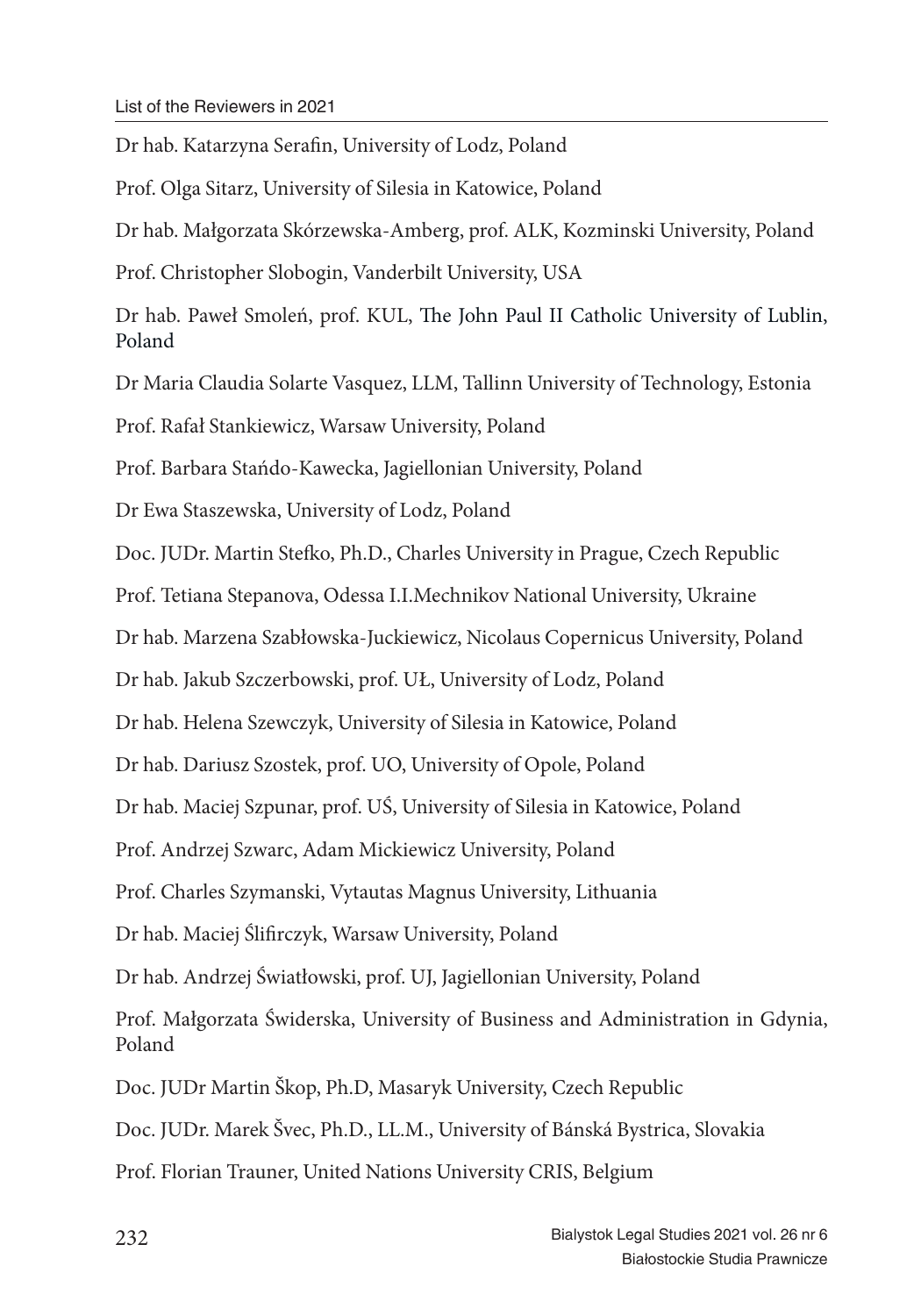Dr hab. Katarzyna Serafin, University of Lodz, Poland

Prof. Olga Sitarz, University of Silesia in Katowice, Poland

Dr hab. Małgorzata Skórzewska-Amberg, prof. ALK, Kozminski University, Poland

Prof. Christopher Slobogin, Vanderbilt University, USA

Dr hab. Paweł Smoleń, prof. KUL, The John Paul II Catholic University of Lublin, Poland

Dr Maria Claudia Solarte Vasquez, LLM, Tallinn University of Technology, Estonia

Prof. Rafał Stankiewicz, Warsaw University, Poland

Prof. Barbara Stańdo-Kawecka, Jagiellonian University, Poland

Dr Ewa Staszewska, University of Lodz, Poland

Doc. JUDr. Martin Stefko, Ph.D., Charles University in Prague, Czech Republic

Prof. Tetiana Stepanova, Odessa I.I.Mechnikov National University, Ukraine

Dr hab. Marzena Szabłowska-Juckiewicz, Nicolaus Copernicus University, Poland

Dr hab. Jakub Szczerbowski, prof. UŁ, University of Lodz, Poland

Dr hab. Helena Szewczyk, University of Silesia in Katowice, Poland

Dr hab. Dariusz Szostek, prof. UO, University of Opole, Poland

Dr hab. Maciej Szpunar, prof. UŚ, University of Silesia in Katowice, Poland

Prof. Andrzej Szwarc, Adam Mickiewicz University, Poland

Prof. Charles Szymanski, Vytautas Magnus University, Lithuania

Dr hab. Maciej Ślifirczyk, Warsaw University, Poland

Dr hab. Andrzej Światłowski, prof. UJ, Jagiellonian University, Poland

Prof. Małgorzata Świderska, University of Business and Administration in Gdynia, Poland

Doc. JUDr Martin Škop, Ph.D, Masaryk University, Czech Republic

Doc. JUDr. Marek Švec, Ph.D., LL.M., University of Bánská Bystrica, Slovakia

Prof. Florian Trauner, United Nations University CRIS, Belgium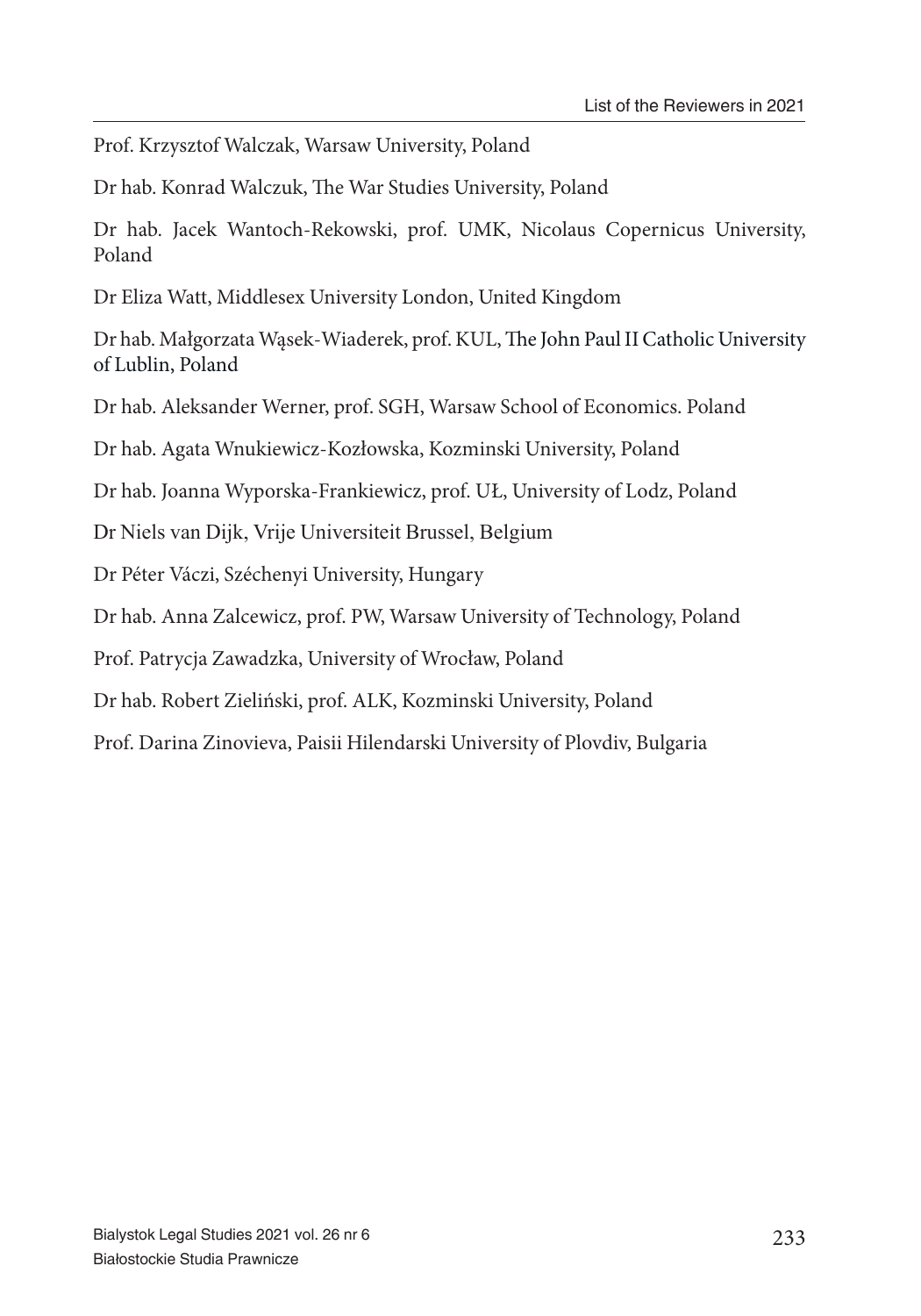Prof. Krzysztof Walczak, Warsaw University, Poland

Dr hab. Konrad Walczuk, The War Studies University, Poland

Dr hab. Jacek Wantoch-Rekowski, prof. UMK, Nicolaus Copernicus University, Poland

Dr Eliza Watt, Middlesex University London, United Kingdom

Dr hab. Małgorzata Wąsek-Wiaderek, prof. KUL, The John Paul II Catholic University of Lublin, Poland

Dr hab. Aleksander Werner, prof. SGH, Warsaw School of Economics. Poland

Dr hab. Agata Wnukiewicz-Kozłowska, Kozminski University, Poland

Dr hab. Joanna Wyporska-Frankiewicz, prof. UŁ, University of Lodz, Poland

Dr Niels van Dijk, Vrije Universiteit Brussel, Belgium

Dr Péter Váczi, Széchenyi University, Hungary

Dr hab. Anna Zalcewicz, prof. PW, Warsaw University of Technology, Poland

Prof. Patrycja Zawadzka, University of Wrocław, Poland

Dr hab. Robert Zieliński, prof. ALK, Kozminski University, Poland

Prof. Darina Zinovieva, Paisii Hilendarski University of Plovdiv, Bulgaria